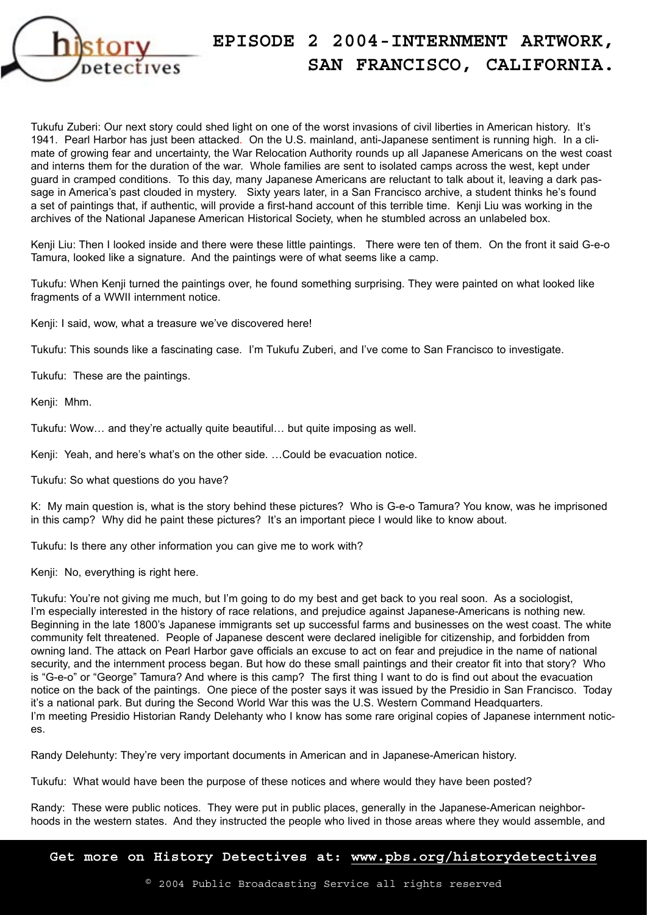# EPISODE 2 2004-INTERNMENT ARTWORK, SAN FRANCISCO, CALIFORNIA.

Tukufu Zuberi: Our next story could shed light on one of the worst invasions of civil liberties in American history. It's 1941. Pearl Harbor has just been attacked. On the U.S. mainland, anti-Japanese sentiment is running high. In a climate of growing fear and uncertainty, the War Relocation Authority rounds up all Japanese Americans on the west coast and interns them for the duration of the war. Whole families are sent to isolated camps across the west, kept under guard in cramped conditions. To this day, many Japanese Americans are reluctant to talk about it, leaving a dark passage in America's past clouded in mystery. Sixty years later, in a San Francisco archive, a student thinks he's found a set of paintings that, if authentic, will provide a first-hand account of this terrible time. Kenji Liu was working in the archives of the National Japanese American Historical Society, when he stumbled across an unlabeled box.

Kenji Liu: Then I looked inside and there were these little paintings. There were ten of them. On the front it said G-e-o Tamura, looked like a signature. And the paintings were of what seems like a camp.

Tukufu: When Kenji turned the paintings over, he found something surprising. They were painted on what looked like fragments of a WWII internment notice.

Kenji: I said, wow, what a treasure we've discovered here!

Tukufu: This sounds like a fascinating case. I'm Tukufu Zuberi, and I've come to San Francisco to investigate.

Tukufu: These are the paintings.

Kenji: Mhm.

Tukufu: Wow… and they're actually quite beautiful… but quite imposing as well.

Kenji: Yeah, and here's what's on the other side. …Could be evacuation notice.

Tukufu: So what questions do you have?

K: My main question is, what is the story behind these pictures? Who is G-e-o Tamura? You know, was he imprisoned in this camp? Why did he paint these pictures? It's an important piece I would like to know about.

Tukufu: Is there any other information you can give me to work with?

Kenji: No, everything is right here.

Tukufu: You're not giving me much, but I'm going to do my best and get back to you real soon. As a sociologist, I'm especially interested in the history of race relations, and prejudice against Japanese-Americans is nothing new. Beginning in the late 1800's Japanese immigrants set up successful farms and businesses on the west coast. The white community felt threatened. People of Japanese descent were declared ineligible for citizenship, and forbidden from owning land. The attack on Pearl Harbor gave officials an excuse to act on fear and prejudice in the name of national security, and the internment process began. But how do these small paintings and their creator fit into that story? Who is "G-e-o" or "George" Tamura? And where is this camp? The first thing I want to do is find out about the evacuation notice on the back of the paintings. One piece of the poster says it was issued by the Presidio in San Francisco. Today it's a national park. But during the Second World War this was the U.S. Western Command Headquarters. I'm meeting Presidio Historian Randy Delehanty who I know has some rare original copies of Japanese internment notices.

Randy Delehunty: They're very important documents in American and in Japanese-American history.

Tukufu: What would have been the purpose of these notices and where would they have been posted?

Randy: These were public notices. They were put in public places, generally in the Japanese-American neighborhoods in the western states. And they instructed the people who lived in those areas where they would assemble, and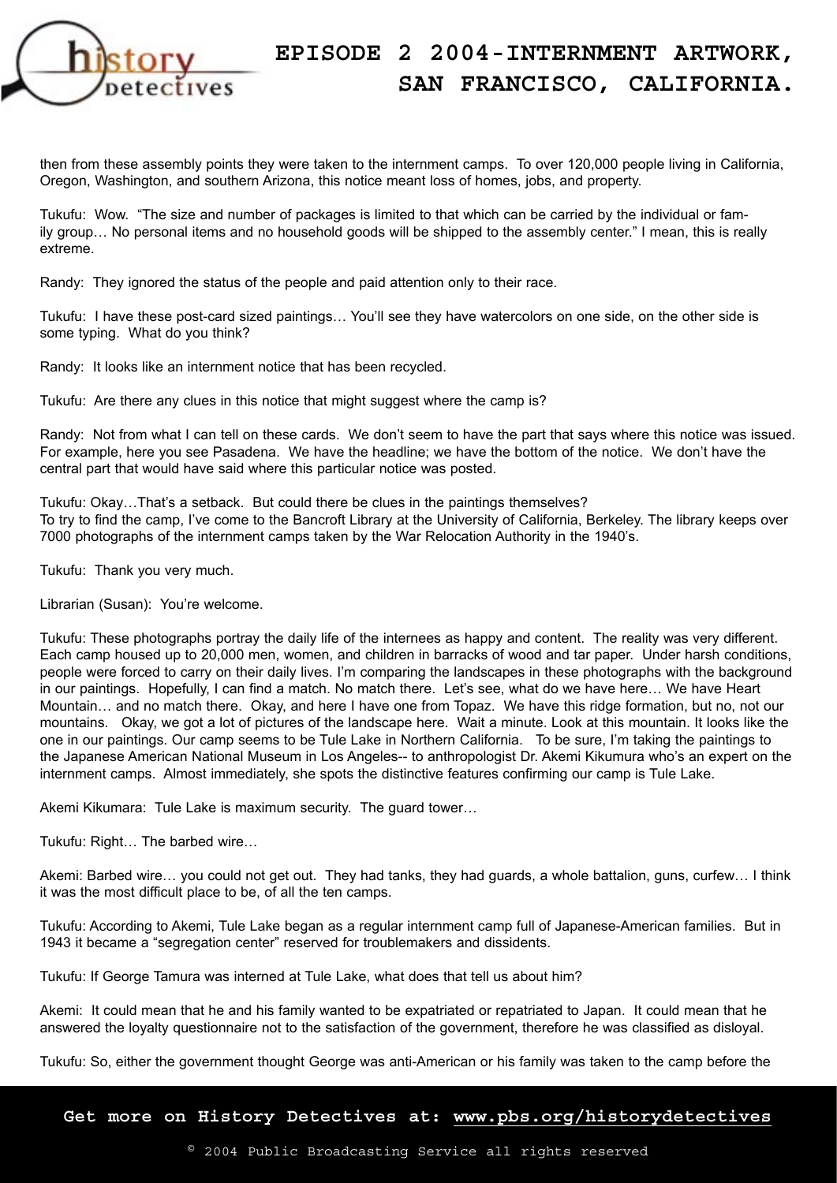then from these assembly points they were taken to the internment camps. To over 120,000 people living in California, Oregon, Washington, and southern Arizona, this notice meant loss of homes, jobs, and property.

Tukufu: Wow. "The size and number of packages is limited to that which can be carried by the individual or family group… No personal items and no household goods will be shipped to the assembly center." I mean, this is really extreme.

Randy: They ignored the status of the people and paid attention only to their race.

Tukufu: I have these post-card sized paintings… You'll see they have watercolors on one side, on the other side is some typing. What do you think?

Randy: It looks like an internment notice that has been recycled.

Tukufu: Are there any clues in this notice that might suggest where the camp is?

Randy: Not from what I can tell on these cards. We don't seem to have the part that says where this notice was issued. For example, here you see Pasadena. We have the headline; we have the bottom of the notice. We don't have the central part that would have said where this particular notice was posted.

Tukufu: Okay…That's a setback. But could there be clues in the paintings themselves?
To try to find the camp, I've come to the Bancroft Library at the University of California, Berkeley. The library keeps over 7000 photographs of the internment camps taken by the War Relocation Authority in the 1940's.

Tukufu: Thank you very much.

Librarian (Susan): You're welcome.

Tukufu: These photographs portray the daily life of the internees as happy and content. The reality was very different. Each camp housed up to 20,000 men, women, and children in barracks of wood and tar paper. Under harsh conditions, people were forced to carry on their daily lives. I'm comparing the landscapes in these photographs with the background in our paintings. Hopefully, I can find a match. No match there. Let's see, what do we have here… We have Heart Mountain… and no match there. Okay, and here I have one from Topaz. We have this ridge formation, but no, not our mountains. Okay, we got a lot of pictures of the landscape here. Wait a minute. Look at this mountain. It looks like the one in our paintings. Our camp seems to be Tule Lake in Northern California. To be sure, I'm taking the paintings to the Japanese American National Museum in Los Angeles-- to anthropologist Dr. Akemi Kikumura who's an expert on the internment camps. Almost immediately, she spots the distinctive features confirming our camp is Tule Lake.

Akemi Kikumara: Tule Lake is maximum security. The guard tower…

Tukufu: Right… The barbed wire…

Akemi: Barbed wire… you could not get out. They had tanks, they had guards, a whole battalion, guns, curfew… I think it was the most difficult place to be, of all the ten camps.

Tukufu: According to Akemi, Tule Lake began as a regular internment camp full of Japanese-American families. But in 1943 it became a "segregation center" reserved for troublemakers and dissidents.

Tukufu: If George Tamura was interned at Tule Lake, what does that tell us about him?

Akemi: It could mean that he and his family wanted to be expatriated or repatriated to Japan. It could mean that he answered the loyalty questionnaire not to the satisfaction of the government, therefore he was classified as disloyal.

Tukufu: So, either the government thought George was anti-American or his family was taken to the camp before the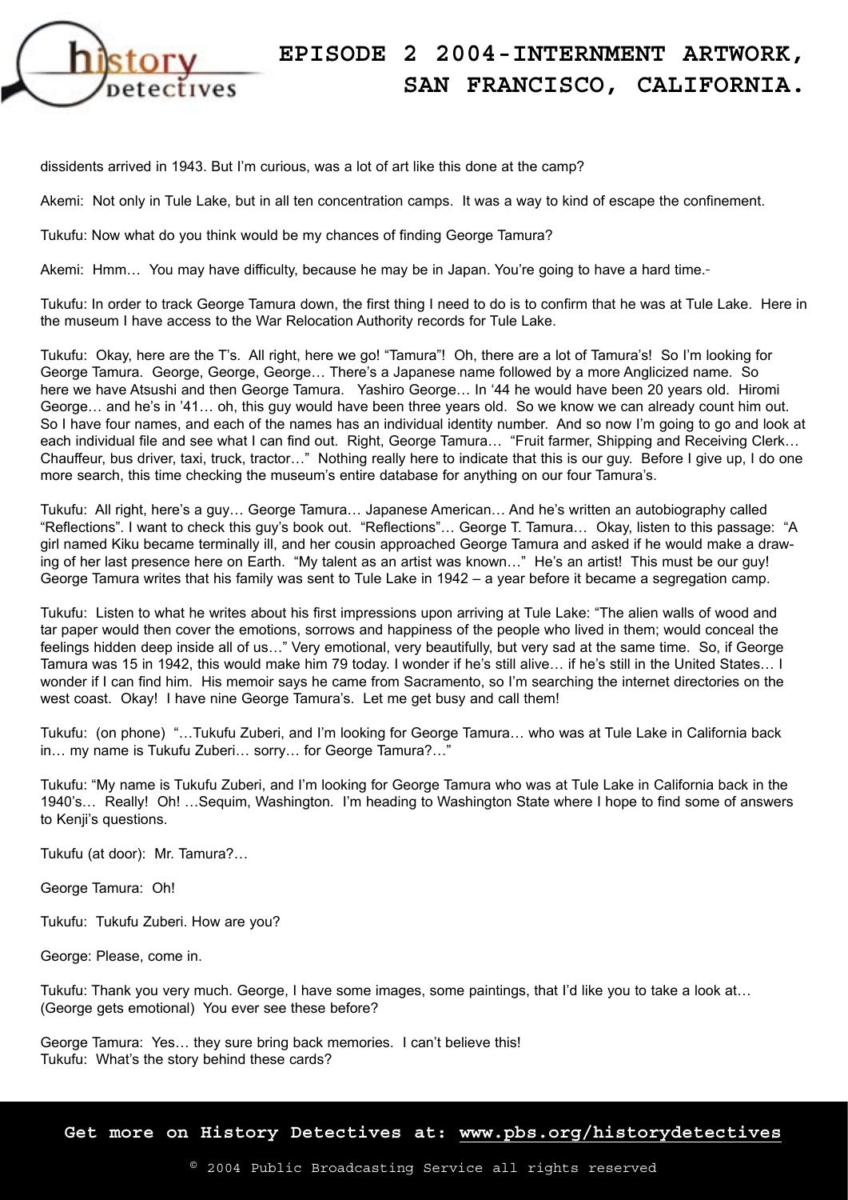dissidents arrived in 1943. But I'm curious, was a lot of art like this done at the camp?

Akemi: Not only in Tule Lake, but in all ten concentration camps. It was a way to kind of escape the confinement.

Tukufu: Now what do you think would be my chances of finding George Tamura?

Akemi: Hmm… You may have difficulty, because he may be in Japan. You're going to have a hard time.

Tukufu: In order to track George Tamura down, the first thing I need to do is to confirm that he was at Tule Lake. Here in the museum I have access to the War Relocation Authority records for Tule Lake.

Tukufu: Okay, here are the T's. All right, here we go! "Tamura"! Oh, there are a lot of Tamura's! So I'm looking for George Tamura. George, George, George… There's a Japanese name followed by a more Anglicized name. So here we have Atsushi and then George Tamura. Yashiro George… In '44 he would have been 20 years old. Hiromi George… and he's in '41… oh, this guy would have been three years old. So we know we can already count him out. So I have four names, and each of the names has an individual identity number. And so now I'm going to go and look at each individual file and see what I can find out. Right, George Tamura… "Fruit farmer, Shipping and Receiving Clerk… Chauffeur, bus driver, taxi, truck, tractor…" Nothing really here to indicate that this is our guy. Before I give up, I do one more search, this time checking the museum's entire database for anything on our four Tamura's.

Tukufu: All right, here's a guy… George Tamura… Japanese American… And he's written an autobiography called "Reflections". I want to check this guy's book out. "Reflections"… George T. Tamura… Okay, listen to this passage: "A girl named Kiku became terminally ill, and her cousin approached George Tamura and asked if he would make a drawing of her last presence here on Earth. "My talent as an artist was known…" He's an artist! This must be our guy! George Tamura writes that his family was sent to Tule Lake in 1942 – a year before it became a segregation camp.

Tukufu: Listen to what he writes about his first impressions upon arriving at Tule Lake: "The alien walls of wood and tar paper would then cover the emotions, sorrows and happiness of the people who lived in them; would conceal the feelings hidden deep inside all of us…" Very emotional, very beautifully, but very sad at the same time. So, if George Tamura was 15 in 1942, this would make him 79 today. I wonder if he's still alive… if he's still in the United States… I wonder if I can find him. His memoir says he came from Sacramento, so I'm searching the internet directories on the west coast. Okay! I have nine George Tamura's. Let me get busy and call them!

Tukufu: (on phone) "…Tukufu Zuberi, and I'm looking for George Tamura… who was at Tule Lake in California back in… my name is Tukufu Zuberi… sorry… for George Tamura?…"

Tukufu: "My name is Tukufu Zuberi, and I'm looking for George Tamura who was at Tule Lake in California back in the 1940's… Really! Oh! …Sequim, Washington. I'm heading to Washington State where I hope to find some of answers to Kenji's questions.

Tukufu (at door): Mr. Tamura?…

George Tamura: Oh!

Tukufu: Tukufu Zuberi. How are you?

George: Please, come in.

Tukufu: Thank you very much. George, I have some images, some paintings, that I'd like you to take a look at… (George gets emotional) You ever see these before?

George Tamura: Yes… they sure bring back memories. I can't believe this!
Tukufu: What's the story behind these cards?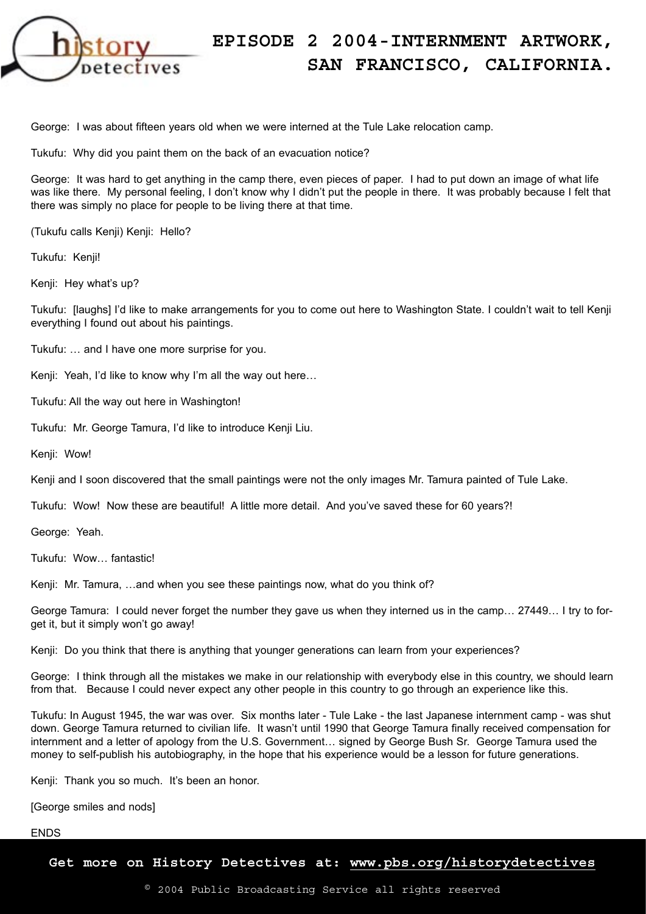George: I was about fifteen years old when we were interned at the Tule Lake relocation camp.

Tukufu: Why did you paint them on the back of an evacuation notice?

George: It was hard to get anything in the camp there, even pieces of paper. I had to put down an image of what life was like there. My personal feeling, I don't know why I didn't put the people in there. It was probably because I felt that there was simply no place for people to be living there at that time.

(Tukufu calls Kenji) Kenji: Hello?

Tukufu: Kenji!

Kenji: Hey what's up?

Tukufu: [laughs] I'd like to make arrangements for you to come out here to Washington State. I couldn't wait to tell Kenji everything I found out about his paintings.

Tukufu: … and I have one more surprise for you.

Kenji: Yeah, I'd like to know why I'm all the way out here…

Tukufu: All the way out here in Washington!

Tukufu: Mr. George Tamura, I'd like to introduce Kenji Liu.

Kenji: Wow!

Kenji and I soon discovered that the small paintings were not the only images Mr. Tamura painted of Tule Lake.

Tukufu: Wow! Now these are beautiful! A little more detail. And you've saved these for 60 years?!

George: Yeah.

Tukufu: Wow… fantastic!

Kenji: Mr. Tamura, …and when you see these paintings now, what do you think of?

George Tamura: I could never forget the number they gave us when they interned us in the camp… 27449… I try to forget it, but it simply won't go away!

Kenji: Do you think that there is anything that younger generations can learn from your experiences?

George: I think through all the mistakes we make in our relationship with everybody else in this country, we should learn from that. Because I could never expect any other people in this country to go through an experience like this.

Tukufu: In August 1945, the war was over. Six months later - Tule Lake - the last Japanese internment camp - was shut down. George Tamura returned to civilian life. It wasn't until 1990 that George Tamura finally received compensation for internment and a letter of apology from the U.S. Government… signed by George Bush Sr. George Tamura used the money to self-publish his autobiography, in the hope that his experience would be a lesson for future generations.

Kenji: Thank you so much. It's been an honor.

[George smiles and nods]

ENDS